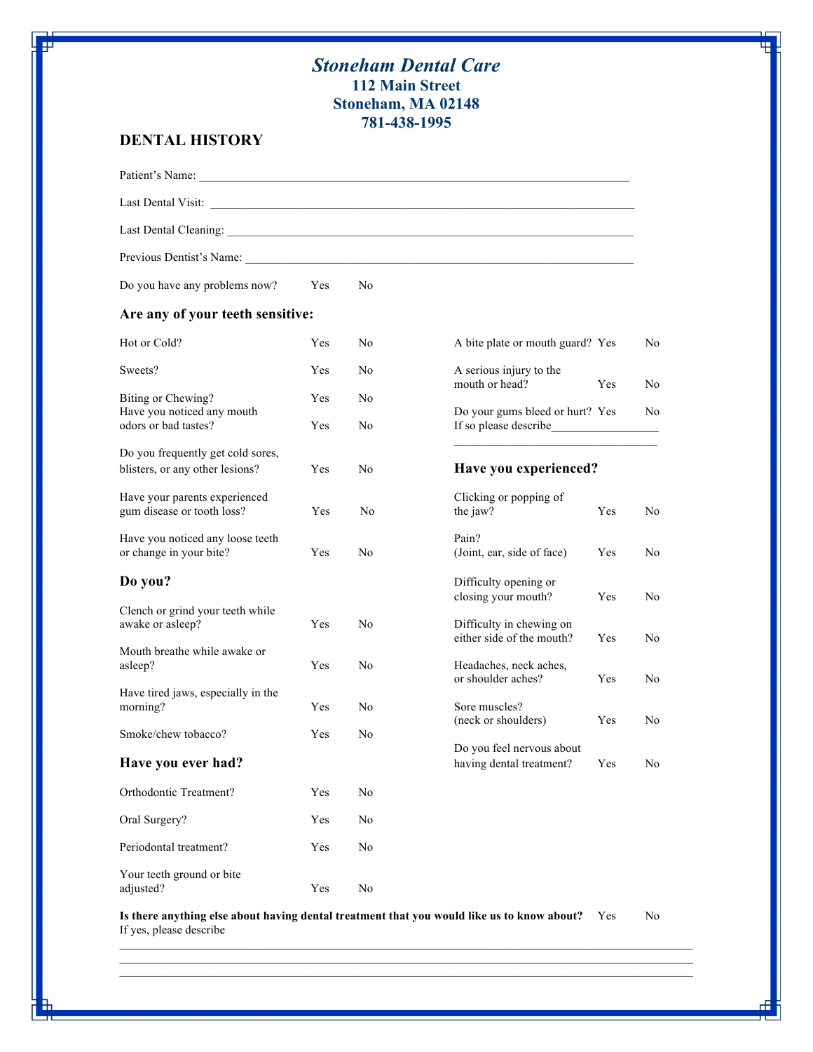# *Stoneham Dental Care*

**112 Main Street**
**Stoneham, MA 02148**
**781-438-1995**

## DENTAL HISTORY

Patient's Name: ___________________________________________________________________________

Last Dental Visit: ___________________________________________________________________________

Last Dental Cleaning: ________________________________________________________________________

Previous Dentist's Name: _____________________________________________________________________

Do you have any problems now? Yes No

### Are any of your teeth sensitive:

| | | |
|---|---|---|
| Hot or Cold? | Yes | No |
| Sweets? | Yes | No |
| Biting or Chewing? | Yes | No |
| Have you noticed any mouth odors or bad tastes? | Yes | No |
| Do you frequently get cold sores, blisters, or any other lesions? | Yes | No |
| Have your parents experienced gum disease or tooth loss? | Yes | No |
| Have you noticed any loose teeth or change in your bite? | Yes | No |

### Do you?

| | | |
|---|---|---|
| Clench or grind your teeth while awake or asleep? | Yes | No |
| Mouth breathe while awake or asleep? | Yes | No |
| Have tired jaws, especially in the morning? | Yes | No |
| Smoke/chew tobacco? | Yes | No |

### Have you ever had?

| | | |
|---|---|---|
| Orthodontic Treatment? | Yes | No |
| Oral Surgery? | Yes | No |
| Periodontal treatment? | Yes | No |
| Your teeth ground or bite adjusted? | Yes | No |
| A bite plate or mouth guard? | Yes | No |
| A serious injury to the mouth or head? | Yes | No |
| Do your gums bleed or hurt? | Yes | No |

If so please describe__________________
__________________________________

### Have you experienced?

| | | |
|---|---|---|
| Clicking or popping of the jaw? | Yes | No |
| Pain? (Joint, ear, side of face) | Yes | No |
| Difficulty opening or closing your mouth? | Yes | No |
| Difficulty in chewing on either side of the mouth? | Yes | No |
| Headaches, neck aches, or shoulder aches? | Yes | No |
| Sore muscles? (neck or shoulders) | Yes | No |
| Do you feel nervous about having dental treatment? | Yes | No |

**Is there anything else about having dental treatment that you would like us to know about?** Yes No
If yes, please describe
_____________________________________________________________________________________________
_____________________________________________________________________________________________
_____________________________________________________________________________________________